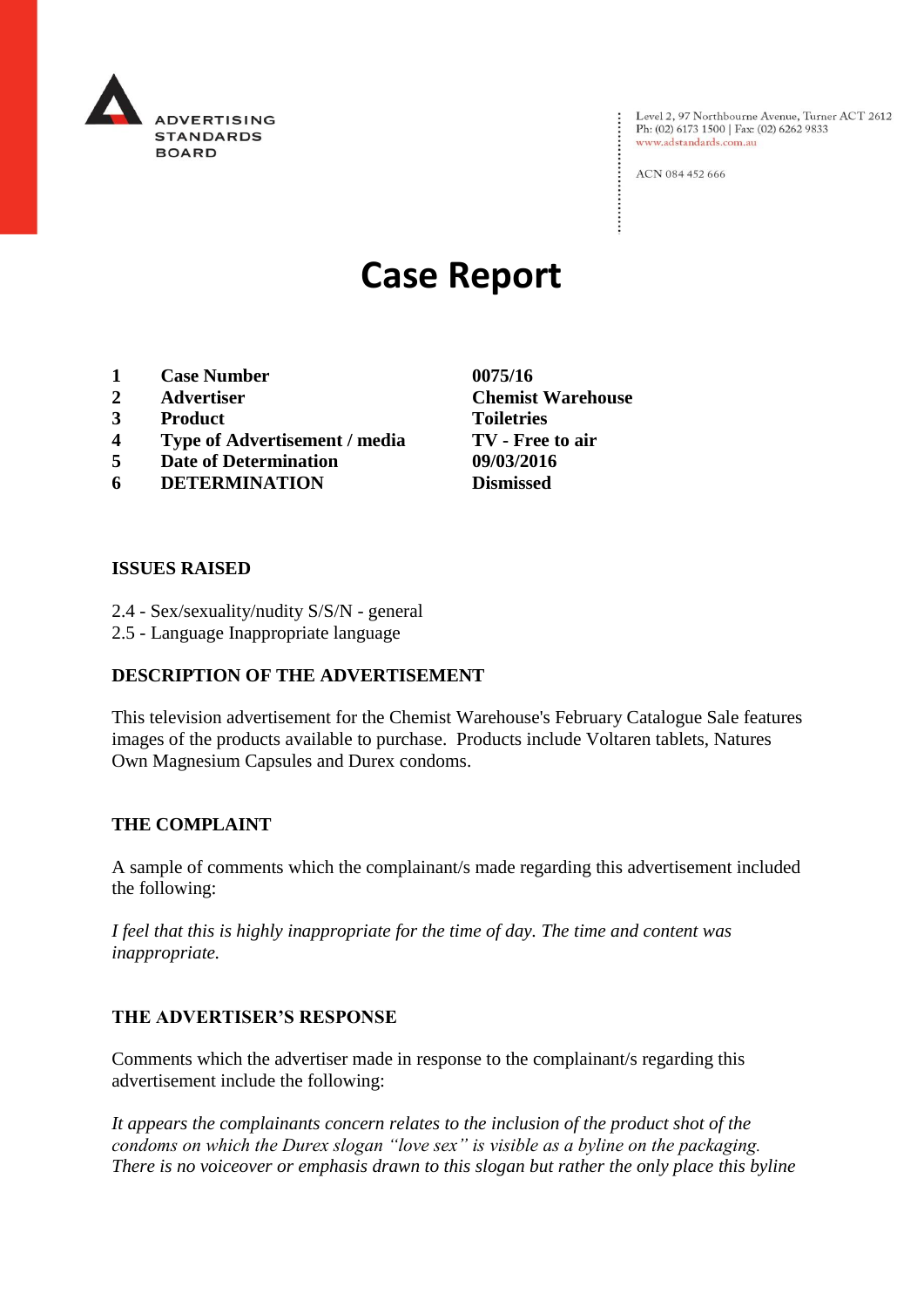ADVERTISING STANDARDS BOARD

Level 2, 97 Northbourne Avenue, Turner ACT 2612
Ph: (02) 6173 1500 | Fax: (02) 6262 9833
www.adstandards.com.au

ACN 084 452 666

# Case Report

| | | |
|---|---|---|
| **1** | **Case Number** | **0075/16** |
| **2** | **Advertiser** | **Chemist Warehouse** |
| **3** | **Product** | **Toiletries** |
| **4** | **Type of Advertisement / media** | **TV - Free to air** |
| **5** | **Date of Determination** | **09/03/2016** |
| **6** | **DETERMINATION** | **Dismissed** |

**ISSUES RAISED**

2.4 - Sex/sexuality/nudity S/S/N - general
2.5 - Language Inappropriate language

**DESCRIPTION OF THE ADVERTISEMENT**

This television advertisement for the Chemist Warehouse's February Catalogue Sale features images of the products available to purchase. Products include Voltaren tablets, Natures Own Magnesium Capsules and Durex condoms.

**THE COMPLAINT**

A sample of comments which the complainant/s made regarding this advertisement included the following:

*I feel that this is highly inappropriate for the time of day. The time and content was inappropriate.*

**THE ADVERTISER'S RESPONSE**

Comments which the advertiser made in response to the complainant/s regarding this advertisement include the following:

*It appears the complainants concern relates to the inclusion of the product shot of the condoms on which the Durex slogan "love sex" is visible as a byline on the packaging. There is no voiceover or emphasis drawn to this slogan but rather the only place this byline*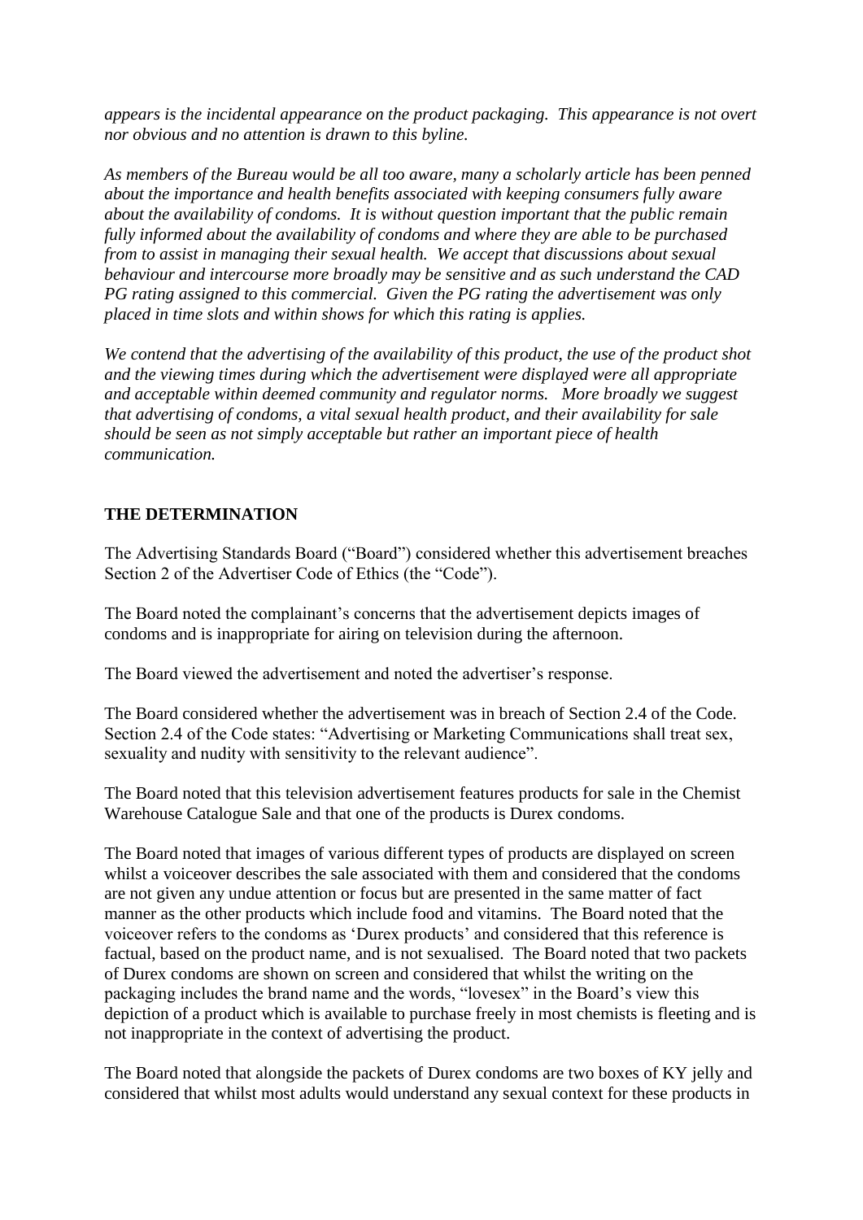*appears is the incidental appearance on the product packaging. This appearance is not overt nor obvious and no attention is drawn to this byline.*

*As members of the Bureau would be all too aware, many a scholarly article has been penned about the importance and health benefits associated with keeping consumers fully aware about the availability of condoms. It is without question important that the public remain fully informed about the availability of condoms and where they are able to be purchased from to assist in managing their sexual health. We accept that discussions about sexual behaviour and intercourse more broadly may be sensitive and as such understand the CAD PG rating assigned to this commercial. Given the PG rating the advertisement was only placed in time slots and within shows for which this rating is applies.*

*We contend that the advertising of the availability of this product, the use of the product shot and the viewing times during which the advertisement were displayed were all appropriate and acceptable within deemed community and regulator norms. More broadly we suggest that advertising of condoms, a vital sexual health product, and their availability for sale should be seen as not simply acceptable but rather an important piece of health communication.*

**THE DETERMINATION**

The Advertising Standards Board ("Board") considered whether this advertisement breaches Section 2 of the Advertiser Code of Ethics (the "Code").

The Board noted the complainant's concerns that the advertisement depicts images of condoms and is inappropriate for airing on television during the afternoon.

The Board viewed the advertisement and noted the advertiser's response.

The Board considered whether the advertisement was in breach of Section 2.4 of the Code. Section 2.4 of the Code states: "Advertising or Marketing Communications shall treat sex, sexuality and nudity with sensitivity to the relevant audience".

The Board noted that this television advertisement features products for sale in the Chemist Warehouse Catalogue Sale and that one of the products is Durex condoms.

The Board noted that images of various different types of products are displayed on screen whilst a voiceover describes the sale associated with them and considered that the condoms are not given any undue attention or focus but are presented in the same matter of fact manner as the other products which include food and vitamins. The Board noted that the voiceover refers to the condoms as 'Durex products' and considered that this reference is factual, based on the product name, and is not sexualised. The Board noted that two packets of Durex condoms are shown on screen and considered that whilst the writing on the packaging includes the brand name and the words, "lovesex" in the Board's view this depiction of a product which is available to purchase freely in most chemists is fleeting and is not inappropriate in the context of advertising the product.

The Board noted that alongside the packets of Durex condoms are two boxes of KY jelly and considered that whilst most adults would understand any sexual context for these products in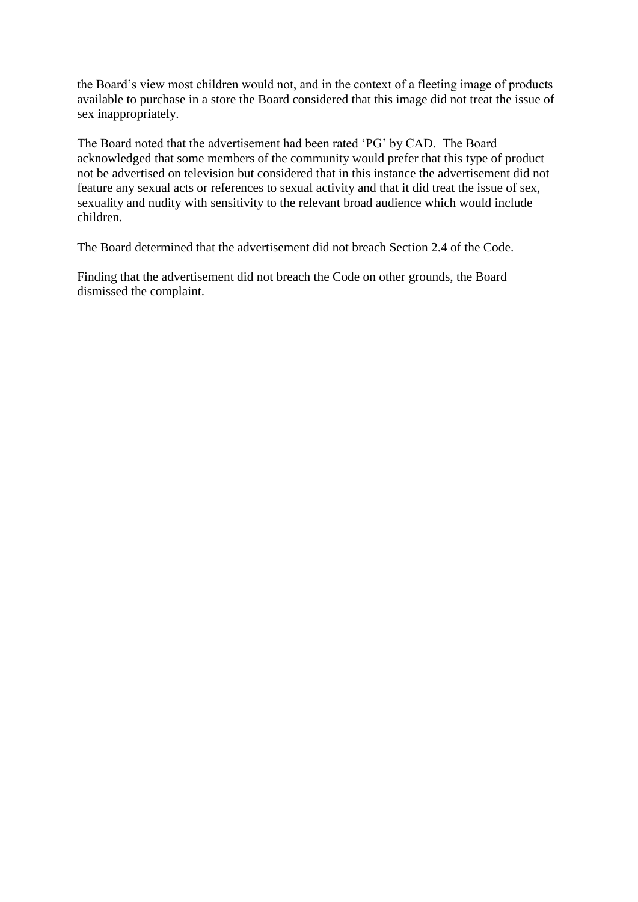the Board's view most children would not, and in the context of a fleeting image of products available to purchase in a store the Board considered that this image did not treat the issue of sex inappropriately.

The Board noted that the advertisement had been rated 'PG' by CAD. The Board acknowledged that some members of the community would prefer that this type of product not be advertised on television but considered that in this instance the advertisement did not feature any sexual acts or references to sexual activity and that it did treat the issue of sex, sexuality and nudity with sensitivity to the relevant broad audience which would include children.

The Board determined that the advertisement did not breach Section 2.4 of the Code.

Finding that the advertisement did not breach the Code on other grounds, the Board dismissed the complaint.